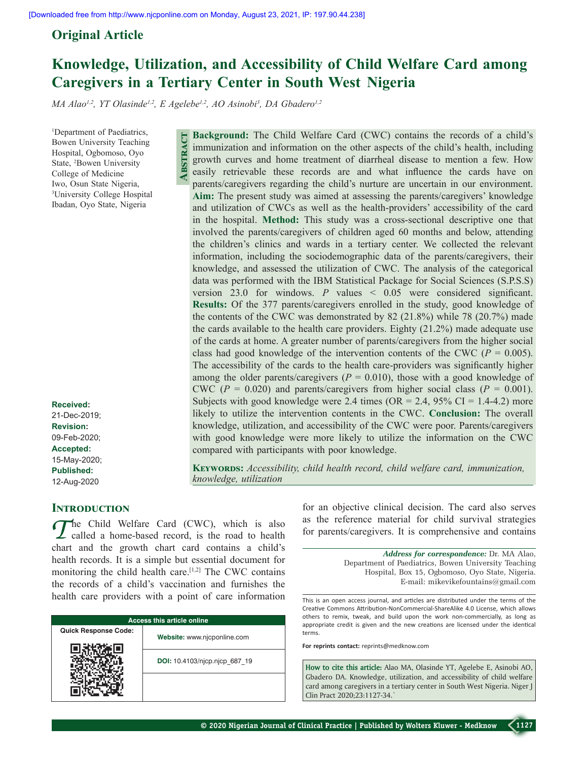Original Article

# Knowledge, Utilization, and Accessibility of Child Welfare Card among Caregivers in a Tertiary Center in South West Nigeria

*MA Alao[1,2], YT Olasinde[1,2], E Agelebe[1,2], AO Asinobi[3], DA Gbadero[1,2]*

[1]Department of Paediatrics, Bowen University Teaching Hospital, Ogbomoso, Oyo State, [2]Bowen University College of Medicine Iwo, Osun State Nigeria, [3]University College Hospital Ibadan, Oyo State, Nigeria

## Abstract

**Background:** The Child Welfare Card (CWC) contains the records of a child's immunization and information on the other aspects of the child's health, including growth curves and home treatment of diarrheal disease to mention a few. How easily retrievable these records are and what influence the cards have on parents/caregivers regarding the child's nurture are uncertain in our environment. **Aim:** The present study was aimed at assessing the parents/caregivers' knowledge and utilization of CWCs as well as the health-providers' accessibility of the card in the hospital. **Method:** This study was a cross-sectional descriptive one that involved the parents/caregivers of children aged 60 months and below, attending the children's clinics and wards in a tertiary center. We collected the relevant information, including the sociodemographic data of the parents/caregivers, their knowledge, and assessed the utilization of CWC. The analysis of the categorical data was performed with the IBM Statistical Package for Social Sciences (S.P.S.S) version 23.0 for windows. *P* values < 0.05 were considered significant. **Results:** Of the 377 parents/caregivers enrolled in the study, good knowledge of the contents of the CWC was demonstrated by 82 (21.8%) while 78 (20.7%) made the cards available to the health care providers. Eighty (21.2%) made adequate use of the cards at home. A greater number of parents/caregivers from the higher social class had good knowledge of the intervention contents of the CWC (*P* = 0.005). The accessibility of the cards to the health care-providers was significantly higher among the older parents/caregivers (*P* = 0.010), those with a good knowledge of CWC (*P* = 0.020) and parents/caregivers from higher social class (*P* = 0.001). Subjects with good knowledge were 2.4 times (OR = 2.4, 95% CI = 1.4-4.2) more likely to utilize the intervention contents in the CWC. **Conclusion:** The overall knowledge, utilization, and accessibility of the CWC were poor. Parents/caregivers with good knowledge were more likely to utilize the information on the CWC compared with participants with poor knowledge.

**Keywords:** *Accessibility, child health record, child welfare card, immunization, knowledge, utilization*

**Received:** 21-Dec-2019; **Revision:** 09-Feb-2020; **Accepted:** 15-May-2020; **Published:** 12-Aug-2020

## Introduction

The Child Welfare Card (CWC), which is also called a home-based record, is the road to health chart and the growth chart card contains a child's health records. It is a simple but essential document for monitoring the child health care.[1,2] The CWC contains the records of a child's vaccination and furnishes the health care providers with a point of care information for an objective clinical decision. The card also serves as the reference material for child survival strategies for parents/caregivers. It is comprehensive and contains

| Access this article online | |
|---|---|
| Quick Response Code: | Website: www.njcponline.com |
| | DOI: 10.4103/njcp.njcp_687_19 |

*Address for correspondence:* Dr. MA Alao, Department of Paediatrics, Bowen University Teaching Hospital, Box 15, Ogbomoso, Oyo State, Nigeria. E-mail: mikevikefountains@gmail.com

This is an open access journal, and articles are distributed under the terms of the Creative Commons Attribution-NonCommercial-ShareAlike 4.0 License, which allows others to remix, tweak, and build upon the work non-commercially, as long as appropriate credit is given and the new creations are licensed under the identical terms.

**For reprints contact:** reprints@medknow.com

**How to cite this article:** Alao MA, Olasinde YT, Agelebe E, Asinobi AO, Gbadero DA. Knowledge, utilization, and accessibility of child welfare card among caregivers in a tertiary center in South West Nigeria. Niger J Clin Pract 2020;23:1127-34.`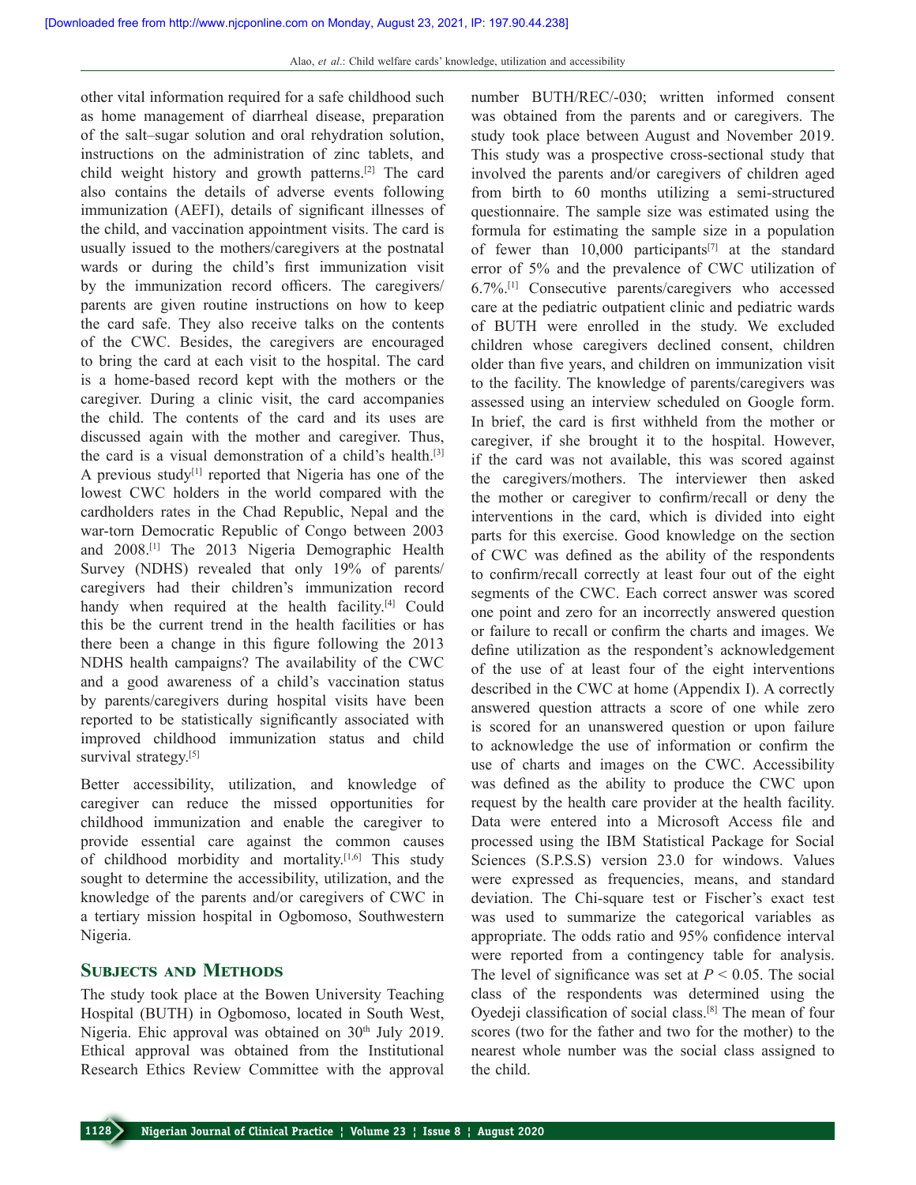other vital information required for a safe childhood such as home management of diarrheal disease, preparation of the salt–sugar solution and oral rehydration solution, instructions on the administration of zinc tablets, and child weight history and growth patterns.[2] The card also contains the details of adverse events following immunization (AEFI), details of significant illnesses of the child, and vaccination appointment visits. The card is usually issued to the mothers/caregivers at the postnatal wards or during the child's first immunization visit by the immunization record officers. The caregivers/parents are given routine instructions on how to keep the card safe. They also receive talks on the contents of the CWC. Besides, the caregivers are encouraged to bring the card at each visit to the hospital. The card is a home-based record kept with the mothers or the caregiver. During a clinic visit, the card accompanies the child. The contents of the card and its uses are discussed again with the mother and caregiver. Thus, the card is a visual demonstration of a child's health.[3] A previous study[1] reported that Nigeria has one of the lowest CWC holders in the world compared with the cardholders rates in the Chad Republic, Nepal and the war-torn Democratic Republic of Congo between 2003 and 2008.[1] The 2013 Nigeria Demographic Health Survey (NDHS) revealed that only 19% of parents/caregivers had their children's immunization record handy when required at the health facility.[4] Could this be the current trend in the health facilities or has there been a change in this figure following the 2013 NDHS health campaigns? The availability of the CWC and a good awareness of a child's vaccination status by parents/caregivers during hospital visits have been reported to be statistically significantly associated with improved childhood immunization status and child survival strategy.[5]

Better accessibility, utilization, and knowledge of caregiver can reduce the missed opportunities for childhood immunization and enable the caregiver to provide essential care against the common causes of childhood morbidity and mortality.[1,6] This study sought to determine the accessibility, utilization, and the knowledge of the parents and/or caregivers of CWC in a tertiary mission hospital in Ogbomoso, Southwestern Nigeria.

## Subjects and Methods

The study took place at the Bowen University Teaching Hospital (BUTH) in Ogbomoso, located in South West, Nigeria. Ehic approval was obtained on 30th July 2019. Ethical approval was obtained from the Institutional Research Ethics Review Committee with the approval number BUTH/REC/-030; written informed consent was obtained from the parents and or caregivers. The study took place between August and November 2019. This study was a prospective cross-sectional study that involved the parents and/or caregivers of children aged from birth to 60 months utilizing a semi-structured questionnaire. The sample size was estimated using the formula for estimating the sample size in a population of fewer than 10,000 participants[7] at the standard error of 5% and the prevalence of CWC utilization of 6.7%.[1] Consecutive parents/caregivers who accessed care at the pediatric outpatient clinic and pediatric wards of BUTH were enrolled in the study. We excluded children whose caregivers declined consent, children older than five years, and children on immunization visit to the facility. The knowledge of parents/caregivers was assessed using an interview scheduled on Google form. In brief, the card is first withheld from the mother or caregiver, if she brought it to the hospital. However, if the card was not available, this was scored against the caregivers/mothers. The interviewer then asked the mother or caregiver to confirm/recall or deny the interventions in the card, which is divided into eight parts for this exercise. Good knowledge on the section of CWC was defined as the ability of the respondents to confirm/recall correctly at least four out of the eight segments of the CWC. Each correct answer was scored one point and zero for an incorrectly answered question or failure to recall or confirm the charts and images. We define utilization as the respondent's acknowledgement of the use of at least four of the eight interventions described in the CWC at home (Appendix I). A correctly answered question attracts a score of one while zero is scored for an unanswered question or upon failure to acknowledge the use of information or confirm the use of charts and images on the CWC. Accessibility was defined as the ability to produce the CWC upon request by the health care provider at the health facility. Data were entered into a Microsoft Access file and processed using the IBM Statistical Package for Social Sciences (S.P.S.S) version 23.0 for windows. Values were expressed as frequencies, means, and standard deviation. The Chi-square test or Fischer's exact test was used to summarize the categorical variables as appropriate. The odds ratio and 95% confidence interval were reported from a contingency table for analysis. The level of significance was set at $P < 0.05$. The social class of the respondents was determined using the Oyedeji classification of social class.[8] The mean of four scores (two for the father and two for the mother) to the nearest whole number was the social class assigned to the child.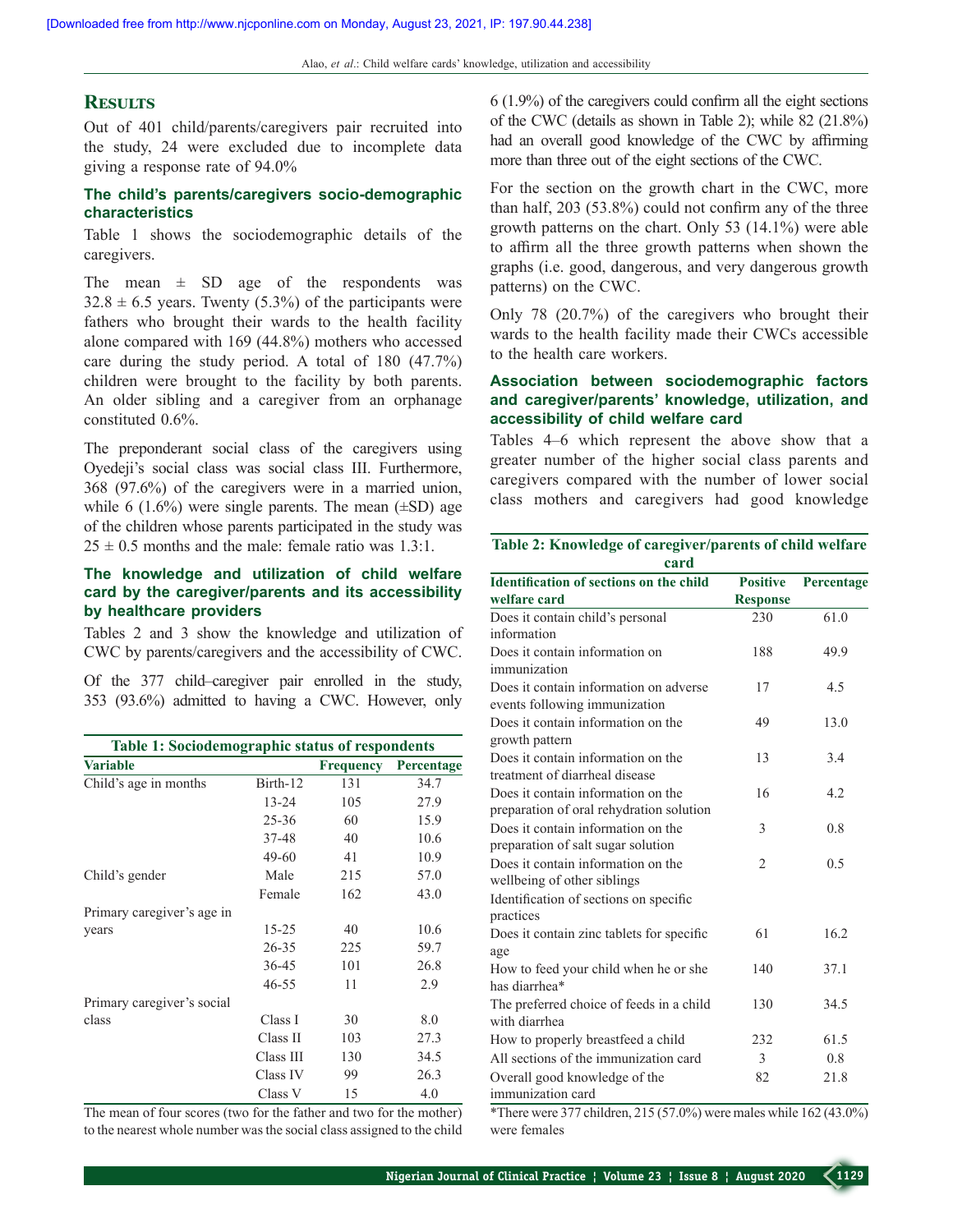## Results

Out of 401 child/parents/caregivers pair recruited into the study, 24 were excluded due to incomplete data giving a response rate of 94.0%

### The child's parents/caregivers socio-demographic characteristics

Table 1 shows the sociodemographic details of the caregivers.

The mean ± SD age of the respondents was 32.8 ± 6.5 years. Twenty (5.3%) of the participants were fathers who brought their wards to the health facility alone compared with 169 (44.8%) mothers who accessed care during the study period. A total of 180 (47.7%) children were brought to the facility by both parents. An older sibling and a caregiver from an orphanage constituted 0.6%.

The preponderant social class of the caregivers using Oyedeji's social class was social class III. Furthermore, 368 (97.6%) of the caregivers were in a married union, while 6 (1.6%) were single parents. The mean (±SD) age of the children whose parents participated in the study was 25 ± 0.5 months and the male: female ratio was 1.3:1.

### The knowledge and utilization of child welfare card by the caregiver/parents and its accessibility by healthcare providers

Tables 2 and 3 show the knowledge and utilization of CWC by parents/caregivers and the accessibility of CWC.

Of the 377 child–caregiver pair enrolled in the study, 353 (93.6%) admitted to having a CWC. However, only 6 (1.9%) of the caregivers could confirm all the eight sections of the CWC (details as shown in Table 2); while 82 (21.8%) had an overall good knowledge of the CWC by affirming more than three out of the eight sections of the CWC.

For the section on the growth chart in the CWC, more than half, 203 (53.8%) could not confirm any of the three growth patterns on the chart. Only 53 (14.1%) were able to affirm all the three growth patterns when shown the graphs (i.e. good, dangerous, and very dangerous growth patterns) on the CWC.

Only 78 (20.7%) of the caregivers who brought their wards to the health facility made their CWCs accessible to the health care workers.

### Association between sociodemographic factors and caregiver/parents' knowledge, utilization, and accessibility of child welfare card

Tables 4–6 which represent the above show that a greater number of the higher social class parents and caregivers compared with the number of lower social class mothers and caregivers had good knowledge

**Table 1: Sociodemographic status of respondents**

| Variable | | Frequency | Percentage |
|---|---|---|---|
| Child's age in months | Birth-12 | 131 | 34.7 |
| | 13-24 | 105 | 27.9 |
| | 25-36 | 60 | 15.9 |
| | 37-48 | 40 | 10.6 |
| | 49-60 | 41 | 10.9 |
| Child's gender | Male | 215 | 57.0 |
| | Female | 162 | 43.0 |
| Primary caregiver's age in years | 15-25 | 40 | 10.6 |
| | 26-35 | 225 | 59.7 |
| | 36-45 | 101 | 26.8 |
| | 46-55 | 11 | 2.9 |
| Primary caregiver's social class | Class I | 30 | 8.0 |
| | Class II | 103 | 27.3 |
| | Class III | 130 | 34.5 |
| | Class IV | 99 | 26.3 |
| | Class V | 15 | 4.0 |

The mean of four scores (two for the father and two for the mother) to the nearest whole number was the social class assigned to the child

**Table 2: Knowledge of caregiver/parents of child welfare card**

| Identification of sections on the child welfare card | Positive Response | Percentage |
|---|---|---|
| Does it contain child's personal information | 230 | 61.0 |
| Does it contain information on immunization | 188 | 49.9 |
| Does it contain information on adverse events following immunization | 17 | 4.5 |
| Does it contain information on the growth pattern | 49 | 13.0 |
| Does it contain information on the treatment of diarrheal disease | 13 | 3.4 |
| Does it contain information on the preparation of oral rehydration solution | 16 | 4.2 |
| Does it contain information on the preparation of salt sugar solution | 3 | 0.8 |
| Does it contain information on the wellbeing of other siblings | 2 | 0.5 |
| Identification of sections on specific practices | | |
| Does it contain zinc tablets for specific age | 61 | 16.2 |
| How to feed your child when he or she has diarrhea* | 140 | 37.1 |
| The preferred choice of feeds in a child with diarrhea | 130 | 34.5 |
| How to properly breastfeed a child | 232 | 61.5 |
| All sections of the immunization card | 3 | 0.8 |
| Overall good knowledge of the immunization card | 82 | 21.8 |

*There were 377 children, 215 (57.0%) were males while 162 (43.0%) were females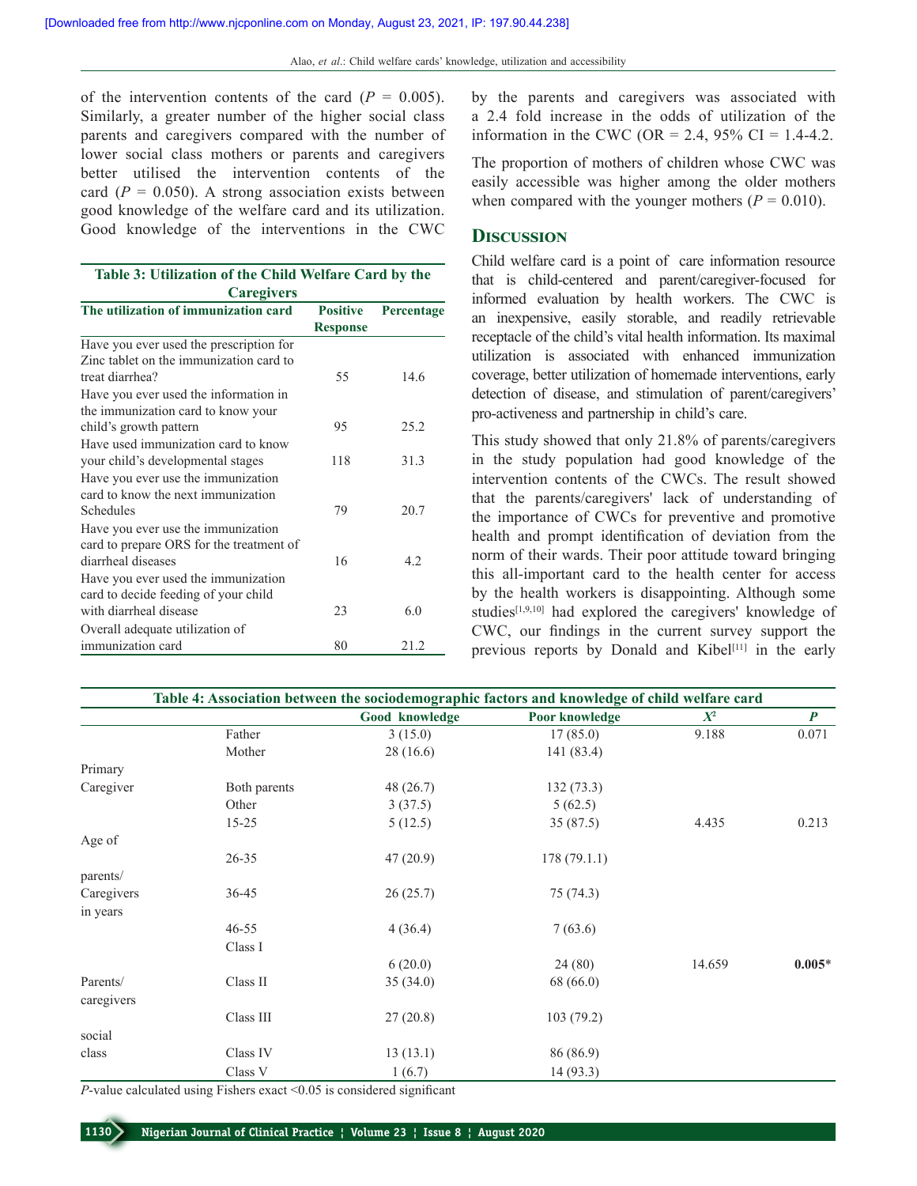of the intervention contents of the card ($P$ = 0.005). Similarly, a greater number of the higher social class parents and caregivers compared with the number of lower social class mothers or parents and caregivers better utilised the intervention contents of the card ($P$ = 0.050). A strong association exists between good knowledge of the welfare card and its utilization. Good knowledge of the interventions in the CWC by the parents and caregivers was associated with a 2.4 fold increase in the odds of utilization of the information in the CWC (OR = 2.4, 95% CI = 1.4-4.2.

The proportion of mothers of children whose CWC was easily accessible was higher among the older mothers when compared with the younger mothers ($P$ = 0.010).

**Table 3: Utilization of the Child Welfare Card by the Caregivers**

| The utilization of immunization card | Positive Response | Percentage |
|---|---|---|
| Have you ever used the prescription for Zinc tablet on the immunization card to treat diarrhea? | 55 | 14.6 |
| Have you ever used the information in the immunization card to know your child's growth pattern | 95 | 25.2 |
| Have used immunization card to know your child's developmental stages | 118 | 31.3 |
| Have you ever use the immunization card to know the next immunization Schedules | 79 | 20.7 |
| Have you ever use the immunization card to prepare ORS for the treatment of diarrheal diseases | 16 | 4.2 |
| Have you ever used the immunization card to decide feeding of your child with diarrheal disease | 23 | 6.0 |
| Overall adequate utilization of immunization card | 80 | 21.2 |

## Discussion

Child welfare card is a point of care information resource that is child-centered and parent/caregiver-focused for informed evaluation by health workers. The CWC is an inexpensive, easily storable, and readily retrievable receptacle of the child's vital health information. Its maximal utilization is associated with enhanced immunization coverage, better utilization of homemade interventions, early detection of disease, and stimulation of parent/caregivers' pro-activeness and partnership in child's care.

This study showed that only 21.8% of parents/caregivers in the study population had good knowledge of the intervention contents of the CWCs. The result showed that the parents/caregivers' lack of understanding of the importance of CWCs for preventive and promotive health and prompt identification of deviation from the norm of their wards. Their poor attitude toward bringing this all-important card to the health center for access by the health workers is disappointing. Although some studies[1,9,10] had explored the caregivers' knowledge of CWC, our findings in the current survey support the previous reports by Donald and Kibel[11] in the early

**Table 4: Association between the sociodemographic factors and knowledge of child welfare card**

| | | Good knowledge | Poor knowledge | $X^2$ | $P$ |
|---|---|---|---|---|---|
| Primary Caregiver | Father | 3 (15.0) | 17 (85.0) | 9.188 | 0.071 |
| | Mother | 28 (16.6) | 141 (83.4) | | |
| | Both parents | 48 (26.7) | 132 (73.3) | | |
| | Other | 3 (37.5) | 5 (62.5) | | |
| Age of parents/ Caregivers in years | 15-25 | 5 (12.5) | 35 (87.5) | 4.435 | 0.213 |
| | 26-35 | 47 (20.9) | 178 (79.1.1) | | |
| | 36-45 | 26 (25.7) | 75 (74.3) | | |
| | 46-55 | 4 (36.4) | 7 (63.6) | | |
| Parents/ caregivers social class | Class I | 6 (20.0) | 24 (80) | 14.659 | **0.005*** |
| | Class II | 35 (34.0) | 68 (66.0) | | |
| | Class III | 27 (20.8) | 103 (79.2) | | |
| | Class IV | 13 (13.1) | 86 (86.9) | | |
| | Class V | 1 (6.7) | 14 (93.3) | | |

$P$-value calculated using Fishers exact <0.05 is considered significant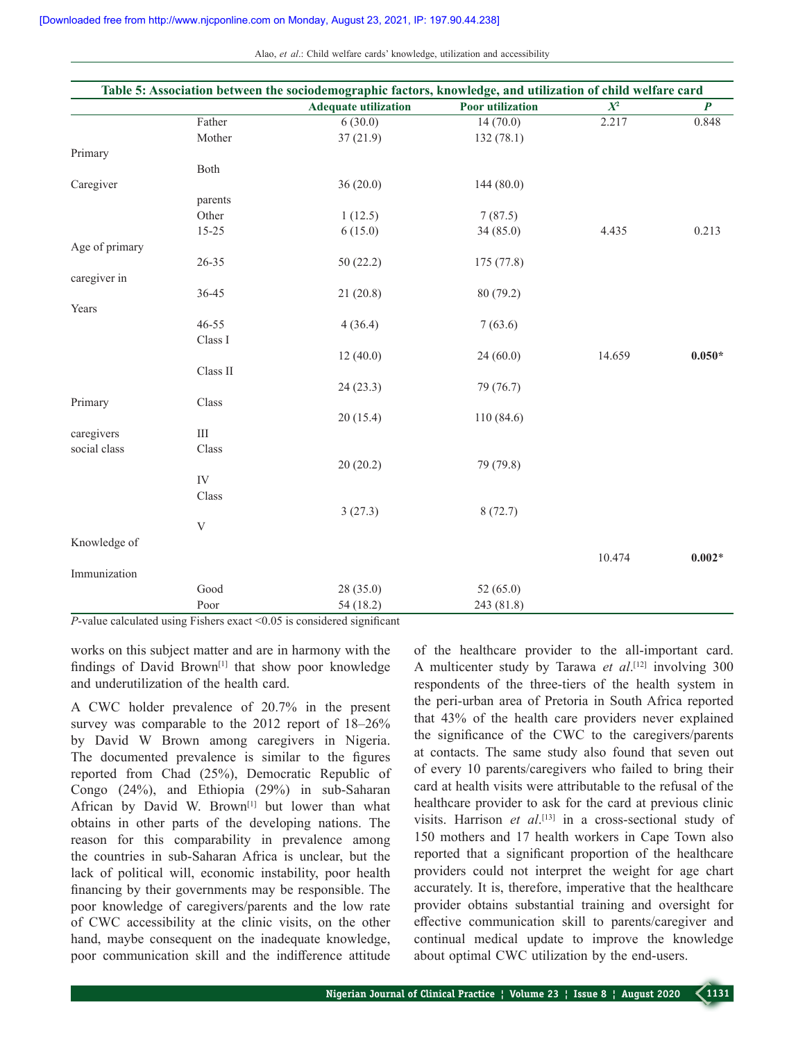**Table 5: Association between the sociodemographic factors, knowledge, and utilization of child welfare card**

| | | Adequate utilization | Poor utilization | $X^2$ | *P* |
|---|---|---|---|---|---|
| Primary Caregiver | Father | 6 (30.0) | 14 (70.0) | 2.217 | 0.848 |
| | Mother | 37 (21.9) | 132 (78.1) | | |
| | Both parents | 36 (20.0) | 144 (80.0) | | |
| | Other | 1 (12.5) | 7 (87.5) | | |
| Age of primary caregiver in Years | 15-25 | 6 (15.0) | 34 (85.0) | 4.435 | 0.213 |
| | 26-35 | 50 (22.2) | 175 (77.8) | | |
| | 36-45 | 21 (20.8) | 80 (79.2) | | |
| | 46-55 | 4 (36.4) | 7 (63.6) | | |
| Primary caregivers social class | Class I | 12 (40.0) | 24 (60.0) | 14.659 | **0.050*** |
| | Class II | 24 (23.3) | 79 (76.7) | | |
| | Class III | 20 (15.4) | 110 (84.6) | | |
| | Class IV | 20 (20.2) | 79 (79.8) | | |
| | Class V | 3 (27.3) | 8 (72.7) | | |
| Knowledge of Immunization | | | | 10.474 | **0.002*** |
| | Good | 28 (35.0) | 52 (65.0) | | |
| | Poor | 54 (18.2) | 243 (81.8) | | |

*P*-value calculated using Fishers exact <0.05 is considered significant

works on this subject matter and are in harmony with the findings of David Brown[1] that show poor knowledge and underutilization of the health card.

A CWC holder prevalence of 20.7% in the present survey was comparable to the 2012 report of 18–26% by David W Brown among caregivers in Nigeria. The documented prevalence is similar to the figures reported from Chad (25%), Democratic Republic of Congo (24%), and Ethiopia (29%) in sub-Saharan African by David W. Brown[1] but lower than what obtains in other parts of the developing nations. The reason for this comparability in prevalence among the countries in sub-Saharan Africa is unclear, but the lack of political will, economic instability, poor health financing by their governments may be responsible. The poor knowledge of caregivers/parents and the low rate of CWC accessibility at the clinic visits, on the other hand, maybe consequent on the inadequate knowledge, poor communication skill and the indifference attitude of the healthcare provider to the all-important card. A multicenter study by Tarawa *et al*.[12] involving 300 respondents of the three-tiers of the health system in the peri-urban area of Pretoria in South Africa reported that 43% of the health care providers never explained the significance of the CWC to the caregivers/parents at contacts. The same study also found that seven out of every 10 parents/caregivers who failed to bring their card at health visits were attributable to the refusal of the healthcare provider to ask for the card at previous clinic visits. Harrison *et al*.[13] in a cross-sectional study of 150 mothers and 17 health workers in Cape Town also reported that a significant proportion of the healthcare providers could not interpret the weight for age chart accurately. It is, therefore, imperative that the healthcare provider obtains substantial training and oversight for effective communication skill to parents/caregiver and continual medical update to improve the knowledge about optimal CWC utilization by the end-users.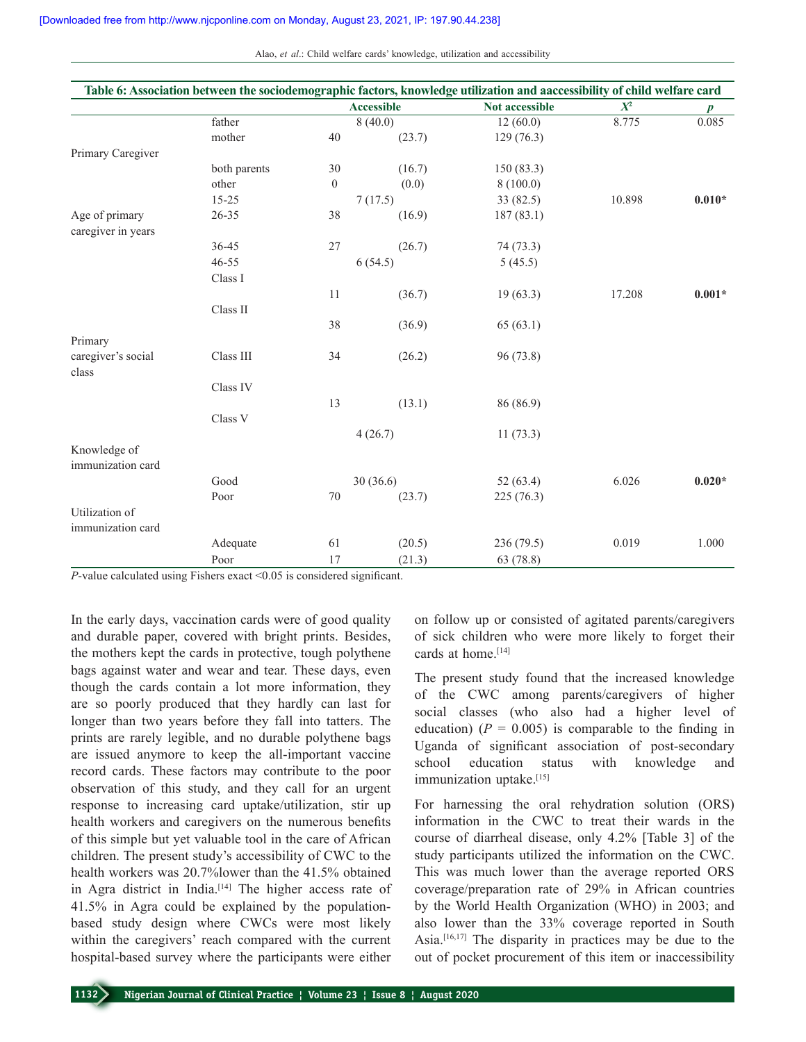**Table 6: Association between the sociodemographic factors, knowledge utilization and aaccessibility of child welfare card**

| | | Accessible | Not accessible | $X^2$ | *p* |
|---|---|---|---|---|---|
| Primary Caregiver | father | 8 (40.0) | 12 (60.0) | 8.775 | 0.085 |
| | mother | 40 (23.7) | 129 (76.3) | | |
| | both parents | 30 (16.7) | 150 (83.3) | | |
| | other | 0 (0.0) | 8 (100.0) | | |
| Age of primary caregiver in years | 15-25 | 7 (17.5) | 33 (82.5) | 10.898 | **0.010*** |
| | 26-35 | 38 (16.9) | 187 (83.1) | | |
| | 36-45 | 27 (26.7) | 74 (73.3) | | |
| | 46-55 | 6 (54.5) | 5 (45.5) | | |
| Primary caregiver's social class | Class I | 11 (36.7) | 19 (63.3) | 17.208 | **0.001*** |
| | Class II | 38 (36.9) | 65 (63.1) | | |
| | Class III | 34 (26.2) | 96 (73.8) | | |
| | Class IV | 13 (13.1) | 86 (86.9) | | |
| | Class V | 4 (26.7) | 11 (73.3) | | |
| Knowledge of immunization card | Good | 30 (36.6) | 52 (63.4) | 6.026 | **0.020*** |
| | Poor | 70 (23.7) | 225 (76.3) | | |
| Utilization of immunization card | Adequate | 61 (20.5) | 236 (79.5) | 0.019 | 1.000 |
| | Poor | 17 (21.3) | 63 (78.8) | | |

*P*-value calculated using Fishers exact <0.05 is considered significant.

In the early days, vaccination cards were of good quality and durable paper, covered with bright prints. Besides, the mothers kept the cards in protective, tough polythene bags against water and wear and tear. These days, even though the cards contain a lot more information, they are so poorly produced that they hardly can last for longer than two years before they fall into tatters. The prints are rarely legible, and no durable polythene bags are issued anymore to keep the all-important vaccine record cards. These factors may contribute to the poor observation of this study, and they call for an urgent response to increasing card uptake/utilization, stir up health workers and caregivers on the numerous benefits of this simple but yet valuable tool in the care of African children. The present study's accessibility of CWC to the health workers was 20.7%lower than the 41.5% obtained in Agra district in India.[14] The higher access rate of 41.5% in Agra could be explained by the population-based study design where CWCs were most likely within the caregivers' reach compared with the current hospital-based survey where the participants were either on follow up or consisted of agitated parents/caregivers of sick children who were more likely to forget their cards at home.[14]

The present study found that the increased knowledge of the CWC among parents/caregivers of higher social classes (who also had a higher level of education) ($P$ = 0.005) is comparable to the finding in Uganda of significant association of post-secondary school education status with knowledge and immunization uptake.[15]

For harnessing the oral rehydration solution (ORS) information in the CWC to treat their wards in the course of diarrheal disease, only 4.2% [Table 3] of the study participants utilized the information on the CWC. This was much lower than the average reported ORS coverage/preparation rate of 29% in African countries by the World Health Organization (WHO) in 2003; and also lower than the 33% coverage reported in South Asia.[16,17] The disparity in practices may be due to the out of pocket procurement of this item or inaccessibility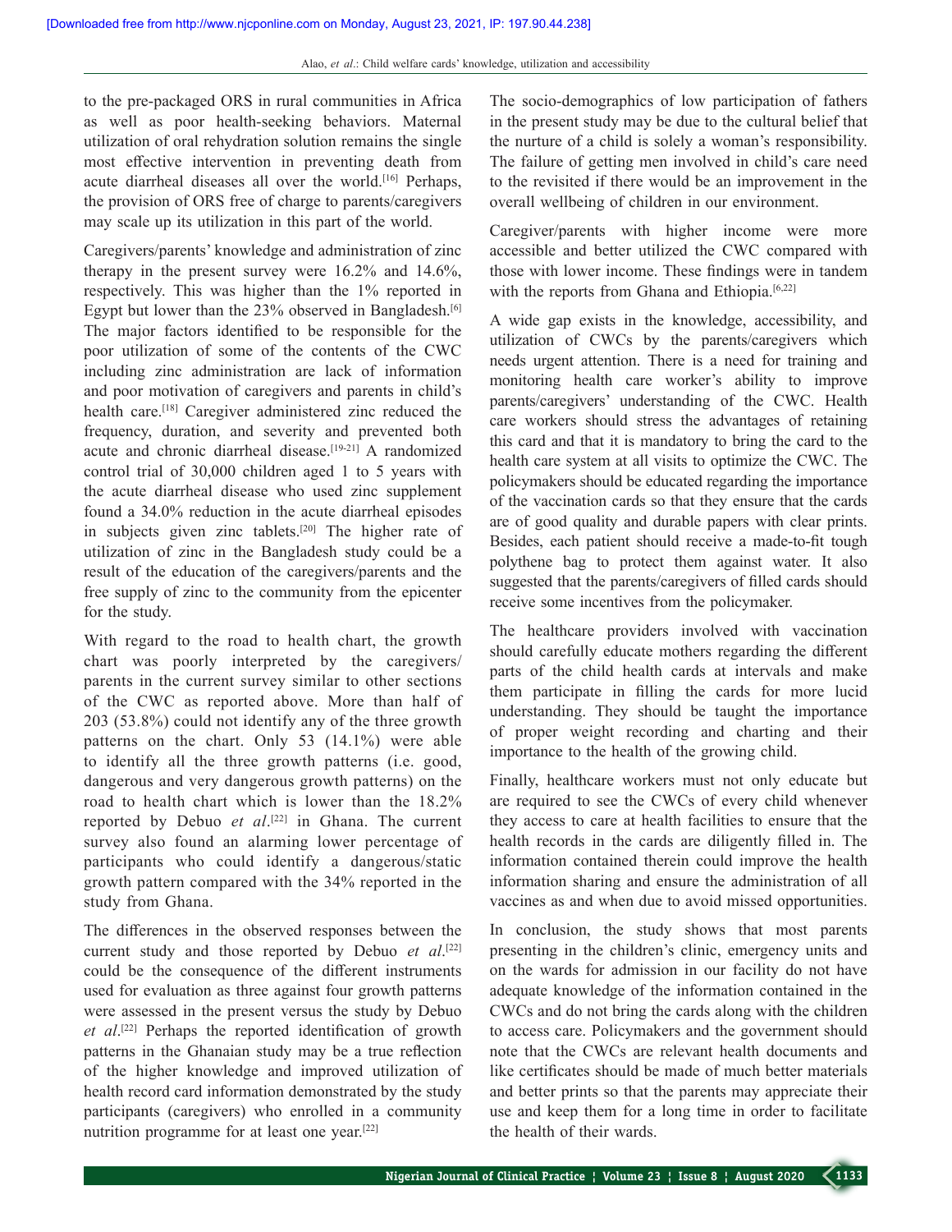to the pre-packaged ORS in rural communities in Africa as well as poor health-seeking behaviors. Maternal utilization of oral rehydration solution remains the single most effective intervention in preventing death from acute diarrheal diseases all over the world.[16] Perhaps, the provision of ORS free of charge to parents/caregivers may scale up its utilization in this part of the world.

Caregivers/parents' knowledge and administration of zinc therapy in the present survey were 16.2% and 14.6%, respectively. This was higher than the 1% reported in Egypt but lower than the 23% observed in Bangladesh.[6] The major factors identified to be responsible for the poor utilization of some of the contents of the CWC including zinc administration are lack of information and poor motivation of caregivers and parents in child's health care.[18] Caregiver administered zinc reduced the frequency, duration, and severity and prevented both acute and chronic diarrheal disease.[19-21] A randomized control trial of 30,000 children aged 1 to 5 years with the acute diarrheal disease who used zinc supplement found a 34.0% reduction in the acute diarrheal episodes in subjects given zinc tablets.[20] The higher rate of utilization of zinc in the Bangladesh study could be a result of the education of the caregivers/parents and the free supply of zinc to the community from the epicenter for the study.

With regard to the road to health chart, the growth chart was poorly interpreted by the caregivers/parents in the current survey similar to other sections of the CWC as reported above. More than half of 203 (53.8%) could not identify any of the three growth patterns on the chart. Only 53 (14.1%) were able to identify all the three growth patterns (i.e. good, dangerous and very dangerous growth patterns) on the road to health chart which is lower than the 18.2% reported by Debuo *et al*.[22] in Ghana. The current survey also found an alarming lower percentage of participants who could identify a dangerous/static growth pattern compared with the 34% reported in the study from Ghana.

The differences in the observed responses between the current study and those reported by Debuo *et al*.[22] could be the consequence of the different instruments used for evaluation as three against four growth patterns were assessed in the present versus the study by Debuo *et al*.[22] Perhaps the reported identification of growth patterns in the Ghanaian study may be a true reflection of the higher knowledge and improved utilization of health record card information demonstrated by the study participants (caregivers) who enrolled in a community nutrition programme for at least one year.[22]

The socio-demographics of low participation of fathers in the present study may be due to the cultural belief that the nurture of a child is solely a woman's responsibility. The failure of getting men involved in child's care need to the revisited if there would be an improvement in the overall wellbeing of children in our environment.

Caregiver/parents with higher income were more accessible and better utilized the CWC compared with those with lower income. These findings were in tandem with the reports from Ghana and Ethiopia.[6,22]

A wide gap exists in the knowledge, accessibility, and utilization of CWCs by the parents/caregivers which needs urgent attention. There is a need for training and monitoring health care worker's ability to improve parents/caregivers' understanding of the CWC. Health care workers should stress the advantages of retaining this card and that it is mandatory to bring the card to the health care system at all visits to optimize the CWC. The policymakers should be educated regarding the importance of the vaccination cards so that they ensure that the cards are of good quality and durable papers with clear prints. Besides, each patient should receive a made-to-fit tough polythene bag to protect them against water. It also suggested that the parents/caregivers of filled cards should receive some incentives from the policymaker.

The healthcare providers involved with vaccination should carefully educate mothers regarding the different parts of the child health cards at intervals and make them participate in filling the cards for more lucid understanding. They should be taught the importance of proper weight recording and charting and their importance to the health of the growing child.

Finally, healthcare workers must not only educate but are required to see the CWCs of every child whenever they access to care at health facilities to ensure that the health records in the cards are diligently filled in. The information contained therein could improve the health information sharing and ensure the administration of all vaccines as and when due to avoid missed opportunities.

In conclusion, the study shows that most parents presenting in the children's clinic, emergency units and on the wards for admission in our facility do not have adequate knowledge of the information contained in the CWCs and do not bring the cards along with the children to access care. Policymakers and the government should note that the CWCs are relevant health documents and like certificates should be made of much better materials and better prints so that the parents may appreciate their use and keep them for a long time in order to facilitate the health of their wards.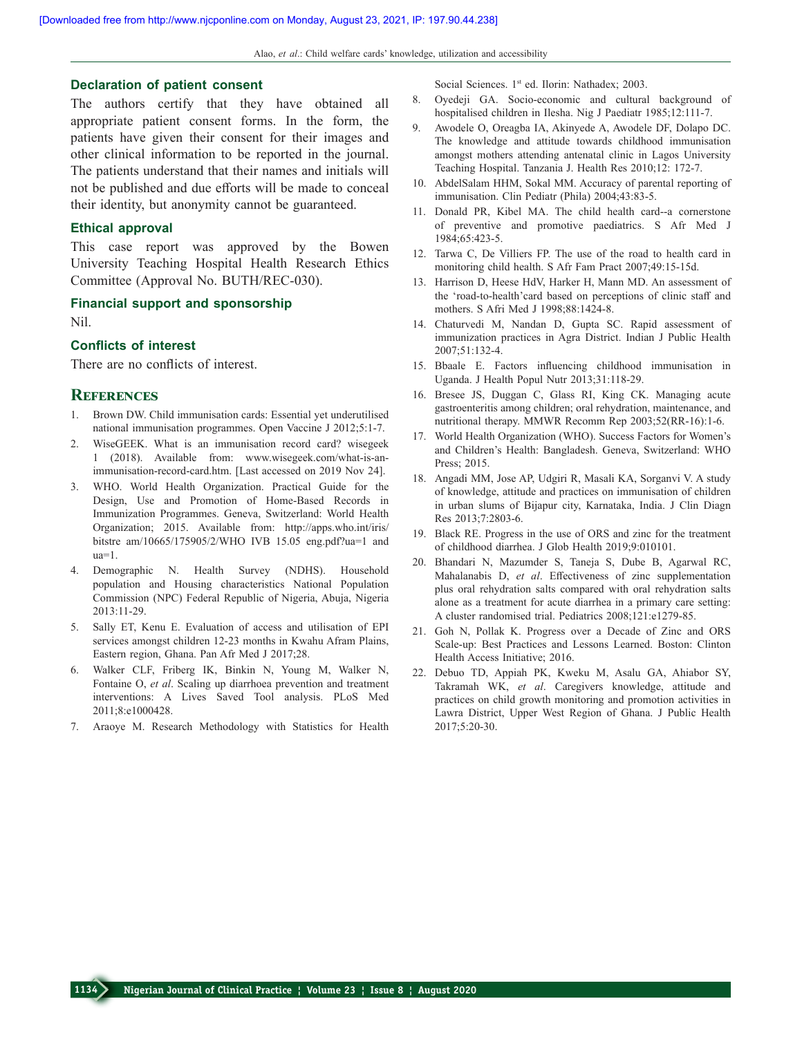## Declaration of patient consent

The authors certify that they have obtained all appropriate patient consent forms. In the form, the patients have given their consent for their images and other clinical information to be reported in the journal. The patients understand that their names and initials will not be published and due efforts will be made to conceal their identity, but anonymity cannot be guaranteed.

## Ethical approval

This case report was approved by the Bowen University Teaching Hospital Health Research Ethics Committee (Approval No. BUTH/REC-030).

## Financial support and sponsorship

Nil.

## Conflicts of interest

There are no conflicts of interest.

## References

1. Brown DW. Child immunisation cards: Essential yet underutilised national immunisation programmes. Open Vaccine J 2012;5:1-7.
2. WiseGEEK. What is an immunisation record card? wisegeek 1 (2018). Available from: www.wisegeek.com/what-is-an-immunisation-record-card.htm. [Last accessed on 2019 Nov 24].
3. WHO. World Health Organization. Practical Guide for the Design, Use and Promotion of Home-Based Records in Immunization Programmes. Geneva, Switzerland: World Health Organization; 2015. Available from: http://apps.who.int/iris/bitstre am/10665/175905/2/WHO IVB 15.05 eng.pdf?ua=1 and ua=1.
4. Demographic N. Health Survey (NDHS). Household population and Housing characteristics National Population Commission (NPC) Federal Republic of Nigeria, Abuja, Nigeria 2013:11-29.
5. Sally ET, Kenu E. Evaluation of access and utilisation of EPI services amongst children 12-23 months in Kwahu Afram Plains, Eastern region, Ghana. Pan Afr Med J 2017;28.
6. Walker CLF, Friberg IK, Binkin N, Young M, Walker N, Fontaine O, *et al*. Scaling up diarrhoea prevention and treatment interventions: A Lives Saved Tool analysis. PLoS Med 2011;8:e1000428.
7. Araoye M. Research Methodology with Statistics for Health Social Sciences. 1st ed. Ilorin: Nathadex; 2003.
8. Oyedeji GA. Socio-economic and cultural background of hospitalised children in Ilesha. Nig J Paediatr 1985;12:111-7.
9. Awodele O, Oreagba IA, Akinyede A, Awodele DF, Dolapo DC. The knowledge and attitude towards childhood immunisation amongst mothers attending antenatal clinic in Lagos University Teaching Hospital. Tanzania J. Health Res 2010;12: 172-7.
10. AbdelSalam HHM, Sokal MM. Accuracy of parental reporting of immunisation. Clin Pediatr (Phila) 2004;43:83-5.
11. Donald PR, Kibel MA. The child health card--a cornerstone of preventive and promotive paediatrics. S Afr Med J 1984;65:423-5.
12. Tarwa C, De Villiers FP. The use of the road to health card in monitoring child health. S Afr Fam Pract 2007;49:15-15d.
13. Harrison D, Heese HdV, Harker H, Mann MD. An assessment of the 'road-to-health'card based on perceptions of clinic staff and mothers. S Afri Med J 1998;88:1424-8.
14. Chaturvedi M, Nandan D, Gupta SC. Rapid assessment of immunization practices in Agra District. Indian J Public Health 2007;51:132-4.
15. Bbaale E. Factors influencing childhood immunisation in Uganda. J Health Popul Nutr 2013;31:118-29.
16. Bresee JS, Duggan C, Glass RI, King CK. Managing acute gastroenteritis among children; oral rehydration, maintenance, and nutritional therapy. MMWR Recomm Rep 2003;52(RR-16):1-6.
17. World Health Organization (WHO). Success Factors for Women's and Children's Health: Bangladesh. Geneva, Switzerland: WHO Press; 2015.
18. Angadi MM, Jose AP, Udgiri R, Masali KA, Sorganvi V. A study of knowledge, attitude and practices on immunisation of children in urban slums of Bijapur city, Karnataka, India. J Clin Diagn Res 2013;7:2803-6.
19. Black RE. Progress in the use of ORS and zinc for the treatment of childhood diarrhea. J Glob Health 2019;9:010101.
20. Bhandari N, Mazumder S, Taneja S, Dube B, Agarwal RC, Mahalanabis D, *et al*. Effectiveness of zinc supplementation plus oral rehydration salts compared with oral rehydration salts alone as a treatment for acute diarrhea in a primary care setting: A cluster randomised trial. Pediatrics 2008;121:e1279-85.
21. Goh N, Pollak K. Progress over a Decade of Zinc and ORS Scale-up: Best Practices and Lessons Learned. Boston: Clinton Health Access Initiative; 2016.
22. Debuo TD, Appiah PK, Kweku M, Asalu GA, Ahiabor SY, Takramah WK, *et al*. Caregivers knowledge, attitude and practices on child growth monitoring and promotion activities in Lawra District, Upper West Region of Ghana. J Public Health 2017;5:20-30.